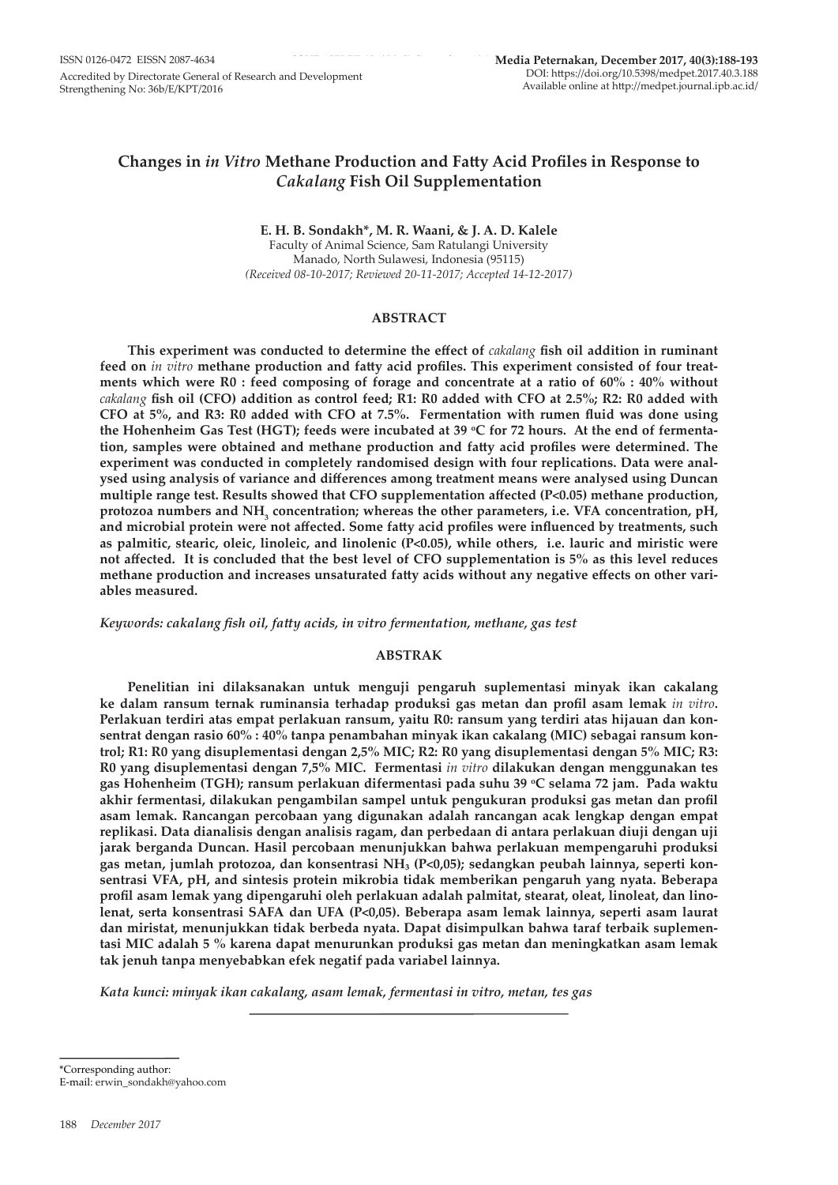ISSN 0126-0472 EISSN 2087-4634
Accredited by Directorate General of Research and Development
Strengthening No: 36b/E/KPT/2016

Media Peternakan, December 2017, 40(3):188-193
DOI: https://doi.org/10.5398/medpet.2017.40.3.188
Available online at http://medpet.journal.ipb.ac.id/

# Changes in *in Vitro* Methane Production and Fatty Acid Profiles in Response to *Cakalang* Fish Oil Supplementation

**E. H. B. Sondakh\*, M. R. Waani, & J. A. D. Kalele**

Faculty of Animal Science, Sam Ratulangi University
Manado, North Sulawesi, Indonesia (95115)
*(Received 08-10-2017; Reviewed 20-11-2017; Accepted 14-12-2017)*

## ABSTRACT

**This experiment was conducted to determine the effect of *cakalang* fish oil addition in ruminant feed on *in vitro* methane production and fatty acid profiles. This experiment consisted of four treatments which were R0 : feed composing of forage and concentrate at a ratio of 60% : 40% without *cakalang* fish oil (CFO) addition as control feed; R1: R0 added with CFO at 2.5%; R2: R0 added with CFO at 5%, and R3: R0 added with CFO at 7.5%. Fermentation with rumen fluid was done using the Hohenheim Gas Test (HGT); feeds were incubated at 39 °C for 72 hours. At the end of fermentation, samples were obtained and methane production and fatty acid profiles were determined. The experiment was conducted in completely randomised design with four replications. Data were analysed using analysis of variance and differences among treatment means were analysed using Duncan multiple range test. Results showed that CFO supplementation affected (P<0.05) methane production, protozoa numbers and $NH_3$ concentration; whereas the other parameters, i.e. VFA concentration, pH, and microbial protein were not affected. Some fatty acid profiles were influenced by treatments, such as palmitic, stearic, oleic, linoleic, and linolenic (P<0.05), while others, i.e. lauric and miristic were not affected. It is concluded that the best level of CFO supplementation is 5% as this level reduces methane production and increases unsaturated fatty acids without any negative effects on other variables measured.**

*Keywords: cakalang fish oil, fatty acids, in vitro fermentation, methane, gas test*

## ABSTRAK

**Penelitian ini dilaksanakan untuk menguji pengaruh suplementasi minyak ikan cakalang ke dalam ransum ternak ruminansia terhadap produksi gas metan dan profil asam lemak *in vitro*. Perlakuan terdiri atas empat perlakuan ransum, yaitu R0: ransum yang terdiri atas hijauan dan konsentrat dengan rasio 60% : 40% tanpa penambahan minyak ikan cakalang (MIC) sebagai ransum kontrol; R1: R0 yang disuplementasi dengan 2,5% MIC; R2: R0 yang disuplementasi dengan 5% MIC; R3: R0 yang disuplementasi dengan 7,5% MIC. Fermentasi *in vitro* dilakukan dengan menggunakan tes gas Hohenheim (TGH); ransum perlakuan difermentasi pada suhu 39 °C selama 72 jam. Pada waktu akhir fermentasi, dilakukan pengambilan sampel untuk pengukuran produksi gas metan dan profil asam lemak. Rancangan percobaan yang digunakan adalah rancangan acak lengkap dengan empat replikasi. Data dianalisis dengan analisis ragam, dan perbedaan di antara perlakuan diuji dengan uji jarak berganda Duncan. Hasil percobaan menunjukkan bahwa perlakuan mempengaruhi produksi gas metan, jumlah protozoa, dan konsentrasi $NH_3$ (P<0,05); sedangkan peubah lainnya, seperti konsentrasi VFA, pH, and sintesis protein mikrobia tidak memberikan pengaruh yang nyata. Beberapa profil asam lemak yang dipengaruhi oleh perlakuan adalah palmitat, stearat, oleat, linoleat, dan linolenat, serta konsentrasi SAFA dan UFA (P<0,05). Beberapa asam lemak lainnya, seperti asam laurat dan miristat, menunjukkan tidak berbeda nyata. Dapat disimpulkan bahwa taraf terbaik suplementasi MIC adalah 5 % karena dapat menurunkan produksi gas metan dan meningkatkan asam lemak tak jenuh tanpa menyebabkan efek negatif pada variabel lainnya.**

*Kata kunci: minyak ikan cakalang, asam lemak, fermentasi in vitro, metan, tes gas*

---

\*Corresponding author:
E-mail: erwin_sondakh@yahoo.com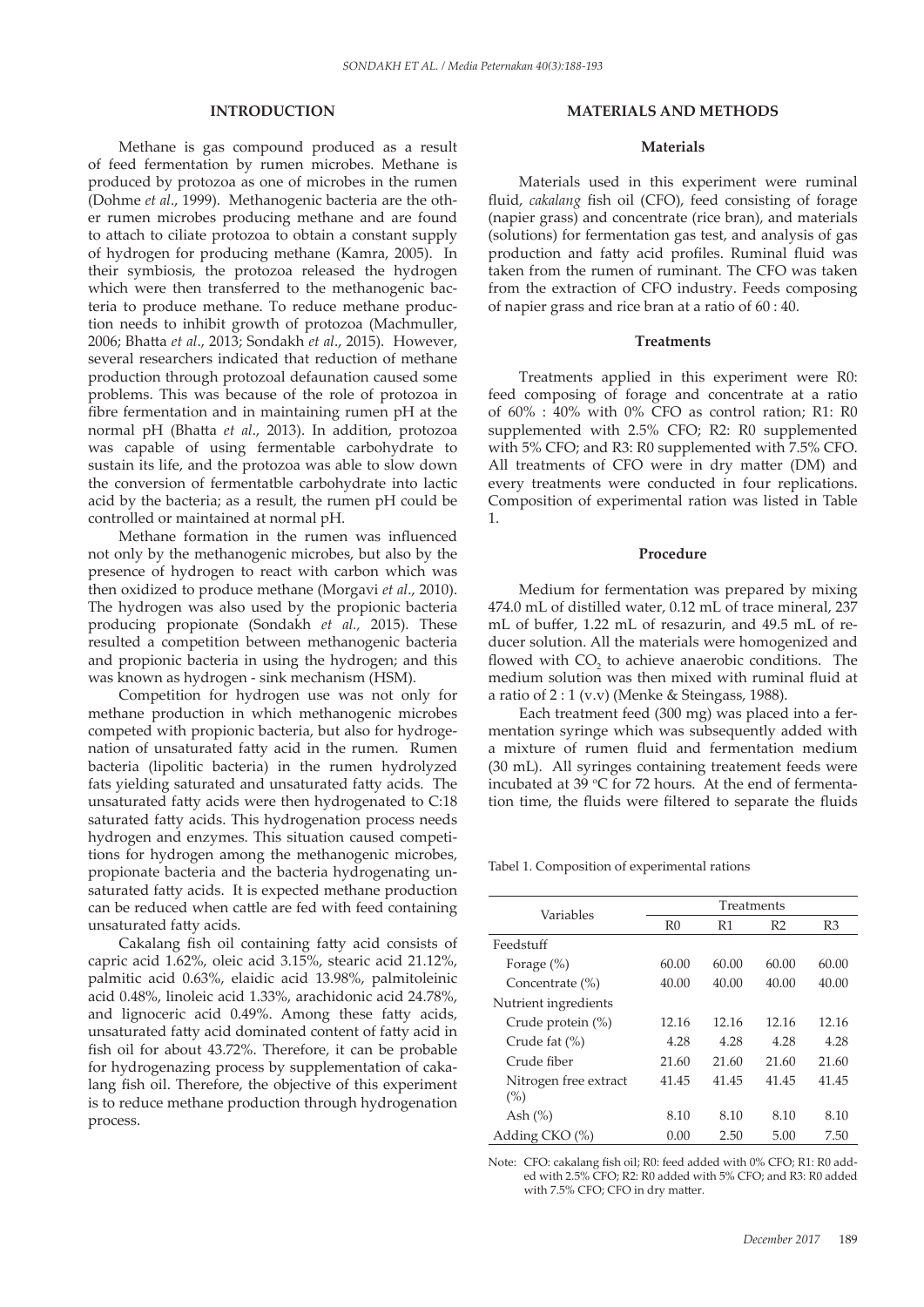## INTRODUCTION

Methane is gas compound produced as a result of feed fermentation by rumen microbes. Methane is produced by protozoa as one of microbes in the rumen (Dohme *et al*., 1999). Methanogenic bacteria are the other rumen microbes producing methane and are found to attach to ciliate protozoa to obtain a constant supply of hydrogen for producing methane (Kamra, 2005). In their symbiosis, the protozoa released the hydrogen which were then transferred to the methanogenic bacteria to produce methane. To reduce methane production needs to inhibit growth of protozoa (Machmuller, 2006; Bhatta *et al*., 2013; Sondakh *et al*., 2015). However, several researchers indicated that reduction of methane production through protozoal defaunation caused some problems. This was because of the role of protozoa in fibre fermentation and in maintaining rumen pH at the normal pH (Bhatta *et al*., 2013). In addition, protozoa was capable of using fermentable carbohydrate to sustain its life, and the protozoa was able to slow down the conversion of fermentatble carbohydrate into lactic acid by the bacteria; as a result, the rumen pH could be controlled or maintained at normal pH.

Methane formation in the rumen was influenced not only by the methanogenic microbes, but also by the presence of hydrogen to react with carbon which was then oxidized to produce methane (Morgavi *et al*., 2010). The hydrogen was also used by the propionic bacteria producing propionate (Sondakh *et al.,* 2015). These resulted a competition between methanogenic bacteria and propionic bacteria in using the hydrogen; and this was known as hydrogen - sink mechanism (HSM).

Competition for hydrogen use was not only for methane production in which methanogenic microbes competed with propionic bacteria, but also for hydrogenation of unsaturated fatty acid in the rumen. Rumen bacteria (lipolitic bacteria) in the rumen hydrolyzed fats yielding saturated and unsaturated fatty acids. The unsaturated fatty acids were then hydrogenated to C:18 saturated fatty acids. This hydrogenation process needs hydrogen and enzymes. This situation caused competitions for hydrogen among the methanogenic microbes, propionate bacteria and the bacteria hydrogenating unsaturated fatty acids. It is expected methane production can be reduced when cattle are fed with feed containing unsaturated fatty acids.

Cakalang fish oil containing fatty acid consists of capric acid 1.62%, oleic acid 3.15%, stearic acid 21.12%, palmitic acid 0.63%, elaidic acid 13.98%, palmitoleinic acid 0.48%, linoleic acid 1.33%, arachidonic acid 24.78%, and lignoceric acid 0.49%. Among these fatty acids, unsaturated fatty acid dominated content of fatty acid in fish oil for about 43.72%. Therefore, it can be probable for hydrogenazing process by supplementation of cakalang fish oil. Therefore, the objective of this experiment is to reduce methane production through hydrogenation process.

## MATERIALS AND METHODS

### Materials

Materials used in this experiment were ruminal fluid, *cakalang* fish oil (CFO), feed consisting of forage (napier grass) and concentrate (rice bran), and materials (solutions) for fermentation gas test, and analysis of gas production and fatty acid profiles. Ruminal fluid was taken from the rumen of ruminant. The CFO was taken from the extraction of CFO industry. Feeds composing of napier grass and rice bran at a ratio of 60 : 40.

### Treatments

Treatments applied in this experiment were R0: feed composing of forage and concentrate at a ratio of 60% : 40% with 0% CFO as control ration; R1: R0 supplemented with 2.5% CFO; R2: R0 supplemented with 5% CFO; and R3: R0 supplemented with 7.5% CFO. All treatments of CFO were in dry matter (DM) and every treatments were conducted in four replications. Composition of experimental ration was listed in Table 1.

### Procedure

Medium for fermentation was prepared by mixing 474.0 mL of distilled water, 0.12 mL of trace mineral, 237 mL of buffer, 1.22 mL of resazurin, and 49.5 mL of reducer solution. All the materials were homogenized and flowed with $CO_2$ to achieve anaerobic conditions. The medium solution was then mixed with ruminal fluid at a ratio of 2 : 1 (v.v) (Menke & Steingass, 1988).

Each treatment feed (300 mg) was placed into a fermentation syringe which was subsequently added with a mixture of rumen fluid and fermentation medium (30 mL). All syringes containing treatement feeds were incubated at 39 $^{o}$C for 72 hours. At the end of fermentation time, the fluids were filtered to separate the fluids

Tabel 1. Composition of experimental rations

| Variables | Treatments | | | |
|---|---|---|---|---|
| | R0 | R1 | R2 | R3 |
| Feedstuff | | | | |
| Forage (%) | 60.00 | 60.00 | 60.00 | 60.00 |
| Concentrate (%) | 40.00 | 40.00 | 40.00 | 40.00 |
| Nutrient ingredients | | | | |
| Crude protein (%) | 12.16 | 12.16 | 12.16 | 12.16 |
| Crude fat (%) | 4.28 | 4.28 | 4.28 | 4.28 |
| Crude fiber | 21.60 | 21.60 | 21.60 | 21.60 |
| Nitrogen free extract (%) | 41.45 | 41.45 | 41.45 | 41.45 |
| Ash (%) | 8.10 | 8.10 | 8.10 | 8.10 |
| Adding CKO (%) | 0.00 | 2.50 | 5.00 | 7.50 |

Note: CFO: cakalang fish oil; R0: feed added with 0% CFO; R1: R0 added with 2.5% CFO; R2: R0 added with 5% CFO; and R3: R0 added with 7.5% CFO; CFO in dry matter.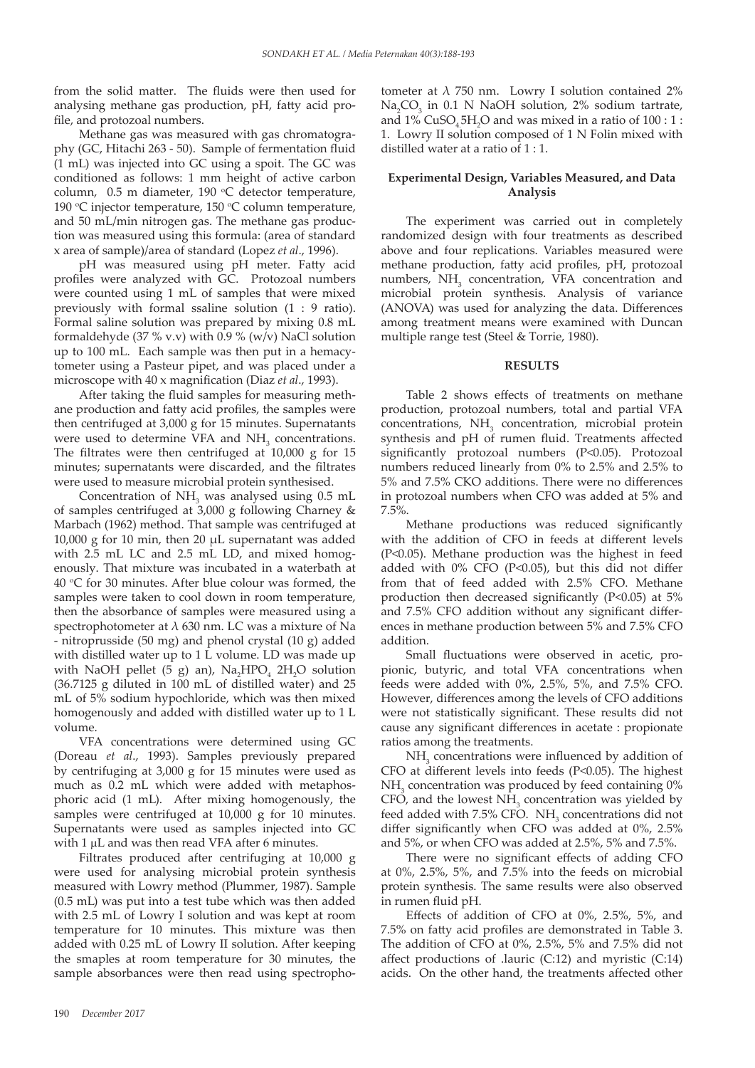from the solid matter. The fluids were then used for analysing methane gas production, pH, fatty acid profile, and protozoal numbers.

Methane gas was measured with gas chromatography (GC, Hitachi 263 - 50). Sample of fermentation fluid (1 mL) was injected into GC using a spoit. The GC was conditioned as follows: 1 mm height of active carbon column, 0.5 m diameter, 190 °C detector temperature, 190 °C injector temperature, 150 °C column temperature, and 50 mL/min nitrogen gas. The methane gas production was measured using this formula: (area of standard x area of sample)/area of standard (Lopez *et al*., 1996).

pH was measured using pH meter. Fatty acid profiles were analyzed with GC. Protozoal numbers were counted using 1 mL of samples that were mixed previously with formal ssaline solution (1 : 9 ratio). Formal saline solution was prepared by mixing 0.8 mL formaldehyde (37 % v.v) with 0.9 % (w/v) NaCl solution up to 100 mL. Each sample was then put in a hemacytometer using a Pasteur pipet, and was placed under a microscope with 40 x magnification (Diaz *et al*., 1993).

After taking the fluid samples for measuring methane production and fatty acid profiles, the samples were then centrifuged at 3,000 g for 15 minutes. Supernatants were used to determine VFA and $NH_3$ concentrations. The filtrates were then centrifuged at 10,000 g for 15 minutes; supernatants were discarded, and the filtrates were used to measure microbial protein synthesised.

Concentration of $NH_3$ was analysed using 0.5 mL of samples centrifuged at 3,000 g following Charney & Marbach (1962) method. That sample was centrifuged at 10,000 g for 10 min, then 20 µL supernatant was added with 2.5 mL LC and 2.5 mL LD, and mixed homogenously. That mixture was incubated in a waterbath at 40 °C for 30 minutes. After blue colour was formed, the samples were taken to cool down in room temperature, then the absorbance of samples were measured using a spectrophotometer at $\lambda$ 630 nm. LC was a mixture of Na - nitroprusside (50 mg) and phenol crystal (10 g) added with distilled water up to 1 L volume. LD was made up with NaOH pellet (5 g) an), $Na_2HPO_4$ $2H_2O$ solution (36.7125 g diluted in 100 mL of distilled water) and 25 mL of 5% sodium hypochloride, which was then mixed homogenously and added with distilled water up to 1 L volume.

VFA concentrations were determined using GC (Doreau *et al*., 1993). Samples previously prepared by centrifuging at 3,000 g for 15 minutes were used as much as 0.2 mL which were added with metaphosphoric acid (1 mL). After mixing homogenously, the samples were centrifuged at 10,000 g for 10 minutes. Supernatants were used as samples injected into GC with 1 µL and was then read VFA after 6 minutes.

Filtrates produced after centrifuging at 10,000 g were used for analysing microbial protein synthesis measured with Lowry method (Plummer, 1987). Sample (0.5 mL) was put into a test tube which was then added with 2.5 mL of Lowry I solution and was kept at room temperature for 10 minutes. This mixture was then added with 0.25 mL of Lowry II solution. After keeping the smaples at room temperature for 30 minutes, the sample absorbances were then read using spectrophotometer at $\lambda$ 750 nm. Lowry I solution contained 2% $Na_2CO_3$ in 0.1 N NaOH solution, 2% sodium tartrate, and 1% $CuSO_4 5H_2O$ and was mixed in a ratio of 100 : 1 : 1. Lowry II solution composed of 1 N Folin mixed with distilled water at a ratio of 1 : 1.

### Experimental Design, Variables Measured, and Data Analysis

The experiment was carried out in completely randomized design with four treatments as described above and four replications. Variables measured were methane production, fatty acid profiles, pH, protozoal numbers, $NH_3$ concentration, VFA concentration and microbial protein synthesis. Analysis of variance (ANOVA) was used for analyzing the data. Differences among treatment means were examined with Duncan multiple range test (Steel & Torrie, 1980).

## RESULTS

Table 2 shows effects of treatments on methane production, protozoal numbers, total and partial VFA concentrations, $NH_3$ concentration, microbial protein synthesis and pH of rumen fluid. Treatments affected significantly protozoal numbers ($P<0.05$). Protozoal numbers reduced linearly from 0% to 2.5% and 2.5% to 5% and 7.5% CKO additions. There were no differences in protozoal numbers when CFO was added at 5% and 7.5%.

Methane productions was reduced significantly with the addition of CFO in feeds at different levels ($P<0.05$). Methane production was the highest in feed added with 0% CFO ($P<0.05$), but this did not differ from that of feed added with 2.5% CFO. Methane production then decreased significantly ($P<0.05$) at 5% and 7.5% CFO addition without any significant differences in methane production between 5% and 7.5% CFO addition.

Small fluctuations were observed in acetic, propionic, butyric, and total VFA concentrations when feeds were added with 0%, 2.5%, 5%, and 7.5% CFO. However, differences among the levels of CFO additions were not statistically significant. These results did not cause any significant differences in acetate : propionate ratios among the treatments.

$NH_3$ concentrations were influenced by addition of CFO at different levels into feeds ($P<0.05$). The highest $NH_3$ concentration was produced by feed containing 0% CFO, and the lowest $NH_3$ concentration was yielded by feed added with 7.5% CFO. $NH_3$ concentrations did not differ significantly when CFO was added at 0%, 2.5% and 5%, or when CFO was added at 2.5%, 5% and 7.5%.

There were no significant effects of adding CFO at 0%, 2.5%, 5%, and 7.5% into the feeds on microbial protein synthesis. The same results were also observed in rumen fluid pH.

Effects of addition of CFO at 0%, 2.5%, 5%, and 7.5% on fatty acid profiles are demonstrated in Table 3. The addition of CFO at 0%, 2.5%, 5% and 7.5% did not affect productions of .lauric (C:12) and myristic (C:14) acids. On the other hand, the treatments affected other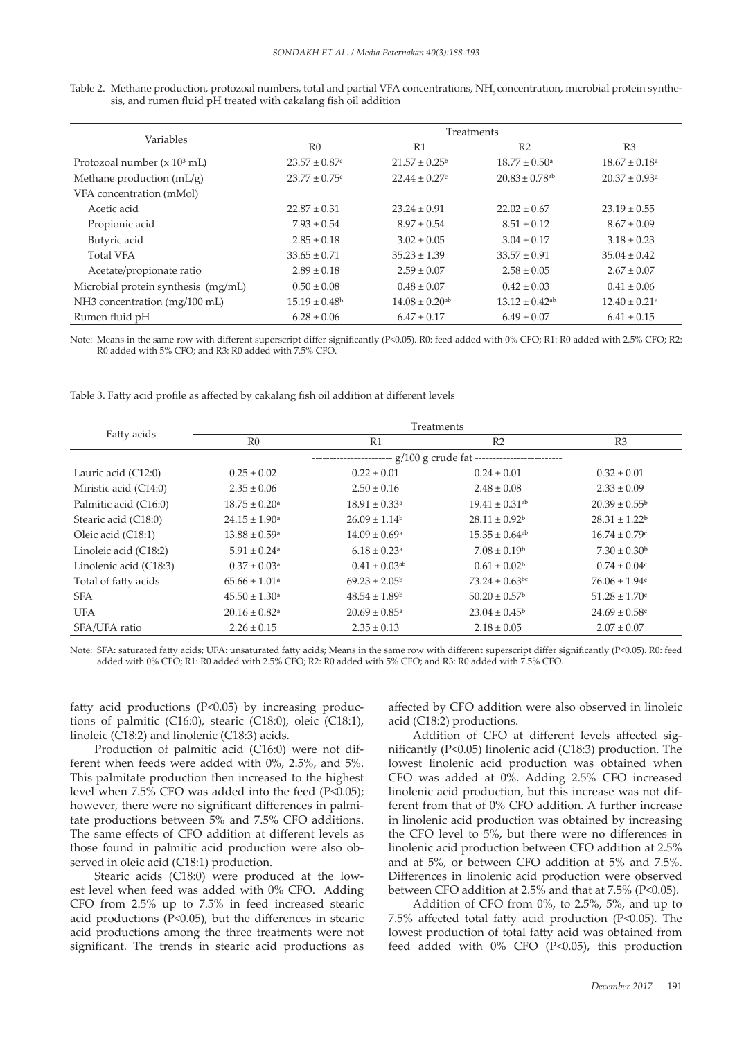Table 2. Methane production, protozoal numbers, total and partial VFA concentrations, $NH_3$ concentration, microbial protein synthesis, and rumen fluid pH treated with cakalang fish oil addition

| Variables | Treatments | | | |
|---|---|---|---|---|
| | R0 | R1 | R2 | R3 |
| Protozoal number (x $10^3$ mL) | $23.57 \pm 0.87^c$ | $21.57 \pm 0.25^b$ | $18.77 \pm 0.50^a$ | $18.67 \pm 0.18^a$ |
| Methane production (mL/g) | $23.77 \pm 0.75^c$ | $22.44 \pm 0.27^c$ | $20.83 \pm 0.78^{ab}$ | $20.37 \pm 0.93^a$ |
| VFA concentration (mMol) | | | | |
| Acetic acid | $22.87 \pm 0.31$ | $23.24 \pm 0.91$ | $22.02 \pm 0.67$ | $23.19 \pm 0.55$ |
| Propionic acid | $7.93 \pm 0.54$ | $8.97 \pm 0.54$ | $8.51 \pm 0.12$ | $8.67 \pm 0.09$ |
| Butyric acid | $2.85 \pm 0.18$ | $3.02 \pm 0.05$ | $3.04 \pm 0.17$ | $3.18 \pm 0.23$ |
| Total VFA | $33.65 \pm 0.71$ | $35.23 \pm 1.39$ | $33.57 \pm 0.91$ | $35.04 \pm 0.42$ |
| Acetate/propionate ratio | $2.89 \pm 0.18$ | $2.59 \pm 0.07$ | $2.58 \pm 0.05$ | $2.67 \pm 0.07$ |
| Microbial protein synthesis (mg/mL) | $0.50 \pm 0.08$ | $0.48 \pm 0.07$ | $0.42 \pm 0.03$ | $0.41 \pm 0.06$ |
| NH3 concentration (mg/100 mL) | $15.19 \pm 0.48^b$ | $14.08 \pm 0.20^{ab}$ | $13.12 \pm 0.42^{ab}$ | $12.40 \pm 0.21^a$ |
| Rumen fluid pH | $6.28 \pm 0.06$ | $6.47 \pm 0.17$ | $6.49 \pm 0.07$ | $6.41 \pm 0.15$ |

Note: Means in the same row with different superscript differ significantly ($P<0.05$). R0: feed added with 0% CFO; R1: R0 added with 2.5% CFO; R2: R0 added with 5% CFO; and R3: R0 added with 7.5% CFO.

Table 3. Fatty acid profile as affected by cakalang fish oil addition at different levels

| Fatty acids | Treatments | | | |
|---|---|---|---|---|
| | R0 | R1 | R2 | R3 |
| | ----------------------- g/100 g crude fat ------------------------- | | | |
| Lauric acid (C12:0) | $0.25 \pm 0.02$ | $0.22 \pm 0.01$ | $0.24 \pm 0.01$ | $0.32 \pm 0.01$ |
| Miristic acid (C14:0) | $2.35 \pm 0.06$ | $2.50 \pm 0.16$ | $2.48 \pm 0.08$ | $2.33 \pm 0.09$ |
| Palmitic acid (C16:0) | $18.75 \pm 0.20^a$ | $18.91 \pm 0.33^a$ | $19.41 \pm 0.31^{ab}$ | $20.39 \pm 0.55^b$ |
| Stearic acid (C18:0) | $24.15 \pm 1.90^a$ | $26.09 \pm 1.14^b$ | $28.11 \pm 0.92^b$ | $28.31 \pm 1.22^b$ |
| Oleic acid (C18:1) | $13.88 \pm 0.59^a$ | $14.09 \pm 0.69^a$ | $15.35 \pm 0.64^{ab}$ | $16.74 \pm 0.79^c$ |
| Linoleic acid (C18:2) | $5.91 \pm 0.24^a$ | $6.18 \pm 0.23^a$ | $7.08 \pm 0.19^b$ | $7.30 \pm 0.30^b$ |
| Linolenic acid (C18:3) | $0.37 \pm 0.03^a$ | $0.41 \pm 0.03^{ab}$ | $0.61 \pm 0.02^b$ | $0.74 \pm 0.04^c$ |
| Total of fatty acids | $65.66 \pm 1.01^a$ | $69.23 \pm 2.05^b$ | $73.24 \pm 0.63^{bc}$ | $76.06 \pm 1.94^c$ |
| SFA | $45.50 \pm 1.30^a$ | $48.54 \pm 1.89^b$ | $50.20 \pm 0.57^b$ | $51.28 \pm 1.70^c$ |
| UFA | $20.16 \pm 0.82^a$ | $20.69 \pm 0.85^a$ | $23.04 \pm 0.45^b$ | $24.69 \pm 0.58^c$ |
| SFA/UFA ratio | $2.26 \pm 0.15$ | $2.35 \pm 0.13$ | $2.18 \pm 0.05$ | $2.07 \pm 0.07$ |

Note: SFA: saturated fatty acids; UFA: unsaturated fatty acids; Means in the same row with different superscript differ significantly ($P<0.05$). R0: feed added with 0% CFO; R1: R0 added with 2.5% CFO; R2: R0 added with 5% CFO; and R3: R0 added with 7.5% CFO.

fatty acid productions ($P<0.05$) by increasing productions of palmitic (C16:0), stearic (C18:0), oleic (C18:1), linoleic (C18:2) and linolenic (C18:3) acids.

Production of palmitic acid (C16:0) were not different when feeds were added with 0%, 2.5%, and 5%. This palmitate production then increased to the highest level when 7.5% CFO was added into the feed ($P<0.05$); however, there were no significant differences in palmitate productions between 5% and 7.5% CFO additions. The same effects of CFO addition at different levels as those found in palmitic acid production were also observed in oleic acid (C18:1) production.

Stearic acids (C18:0) were produced at the lowest level when feed was added with 0% CFO. Adding CFO from 2.5% up to 7.5% in feed increased stearic acid productions ($P<0.05$), but the differences in stearic acid productions among the three treatments were not significant. The trends in stearic acid productions as affected by CFO addition were also observed in linoleic acid (C18:2) productions.

Addition of CFO at different levels affected significantly ($P<0.05$) linolenic acid (C18:3) production. The lowest linolenic acid production was obtained when CFO was added at 0%. Adding 2.5% CFO increased linolenic acid production, but this increase was not different from that of 0% CFO addition. A further increase in linolenic acid production was obtained by increasing the CFO level to 5%, but there were no differences in linolenic acid production between CFO addition at 2.5% and at 5%, or between CFO addition at 5% and 7.5%. Differences in linolenic acid production were observed between CFO addition at 2.5% and that at 7.5% ($P<0.05$).

Addition of CFO from 0%, to 2.5%, 5%, and up to 7.5% affected total fatty acid production ($P<0.05$). The lowest production of total fatty acid was obtained from feed added with 0% CFO ($P<0.05$), this production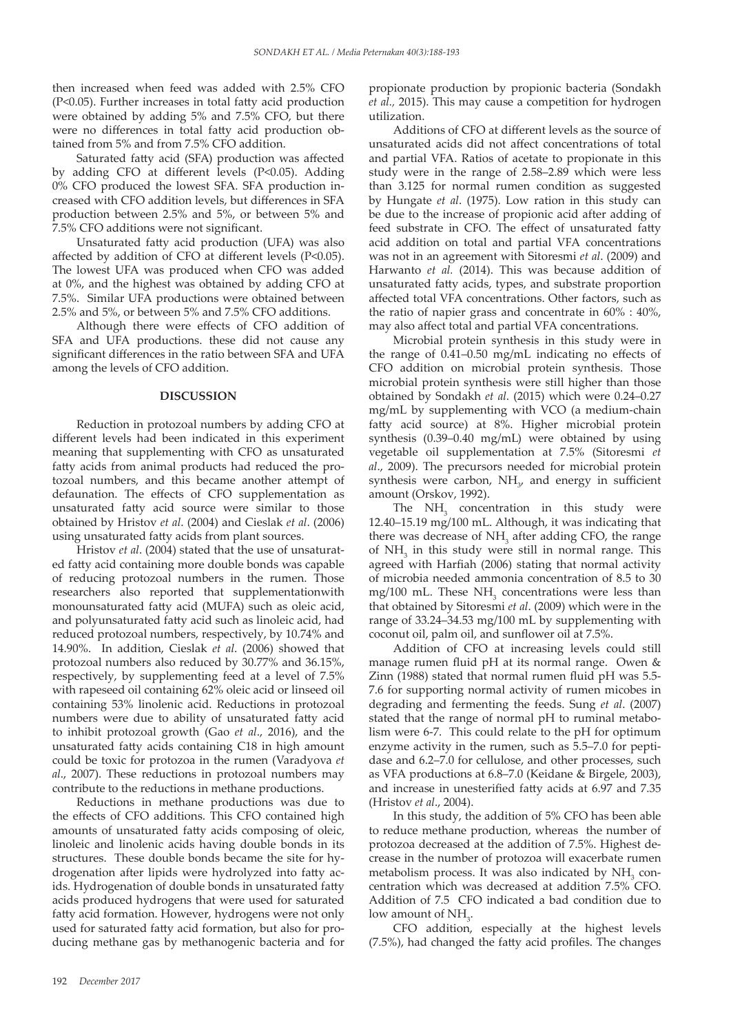then increased when feed was added with 2.5% CFO ($P<0.05$). Further increases in total fatty acid production were obtained by adding 5% and 7.5% CFO, but there were no differences in total fatty acid production obtained from 5% and from 7.5% CFO addition.

Saturated fatty acid (SFA) production was affected by adding CFO at different levels ($P<0.05$). Adding 0% CFO produced the lowest SFA. SFA production increased with CFO addition levels, but differences in SFA production between 2.5% and 5%, or between 5% and 7.5% CFO additions were not significant.

Unsaturated fatty acid production (UFA) was also affected by addition of CFO at different levels ($P<0.05$). The lowest UFA was produced when CFO was added at 0%, and the highest was obtained by adding CFO at 7.5%. Similar UFA productions were obtained between 2.5% and 5%, or between 5% and 7.5% CFO additions.

Although there were effects of CFO addition of SFA and UFA productions. these did not cause any significant differences in the ratio between SFA and UFA among the levels of CFO addition.

## DISCUSSION

Reduction in protozoal numbers by adding CFO at different levels had been indicated in this experiment meaning that supplementing with CFO as unsaturated fatty acids from animal products had reduced the protozoal numbers, and this became another attempt of defaunation. The effects of CFO supplementation as unsaturated fatty acid source were similar to those obtained by Hristov *et al*. (2004) and Cieslak *et al*. (2006) using unsaturated fatty acids from plant sources.

Hristov *et al*. (2004) stated that the use of unsaturated fatty acid containing more double bonds was capable of reducing protozoal numbers in the rumen. Those researchers also reported that supplementationwith monounsaturated fatty acid (MUFA) such as oleic acid, and polyunsaturated fatty acid such as linoleic acid, had reduced protozoal numbers, respectively, by 10.74% and 14.90%. In addition, Cieslak *et al*. (2006) showed that protozoal numbers also reduced by 30.77% and 36.15%, respectively, by supplementing feed at a level of 7.5% with rapeseed oil containing 62% oleic acid or linseed oil containing 53% linolenic acid. Reductions in protozoal numbers were due to ability of unsaturated fatty acid to inhibit protozoal growth (Gao *et al*., 2016), and the unsaturated fatty acids containing C18 in high amount could be toxic for protozoa in the rumen (Varadyova *et al*., 2007). These reductions in protozoal numbers may contribute to the reductions in methane productions.

Reductions in methane productions was due to the effects of CFO additions. This CFO contained high amounts of unsaturated fatty acids composing of oleic, linoleic and linolenic acids having double bonds in its structures. These double bonds became the site for hydrogenation after lipids were hydrolyzed into fatty acids. Hydrogenation of double bonds in unsaturated fatty acids produced hydrogens that were used for saturated fatty acid formation. However, hydrogens were not only used for saturated fatty acid formation, but also for producing methane gas by methanogenic bacteria and for propionate production by propionic bacteria (Sondakh *et al*., 2015). This may cause a competition for hydrogen utilization.

Additions of CFO at different levels as the source of unsaturated acids did not affect concentrations of total and partial VFA. Ratios of acetate to propionate in this study were in the range of 2.58–2.89 which were less than 3.125 for normal rumen condition as suggested by Hungate *et al*. (1975). Low ration in this study can be due to the increase of propionic acid after adding of feed substrate in CFO. The effect of unsaturated fatty acid addition on total and partial VFA concentrations was not in an agreement with Sitoresmi *et al*. (2009) and Harwanto *et al.* (2014). This was because addition of unsaturated fatty acids, types, and substrate proportion affected total VFA concentrations. Other factors, such as the ratio of napier grass and concentrate in 60% : 40%, may also affect total and partial VFA concentrations.

Microbial protein synthesis in this study were in the range of 0.41–0.50 mg/mL indicating no effects of CFO addition on microbial protein synthesis. Those microbial protein synthesis were still higher than those obtained by Sondakh *et al*. (2015) which were 0.24–0.27 mg/mL by supplementing with VCO (a medium-chain fatty acid source) at 8%. Higher microbial protein synthesis (0.39–0.40 mg/mL) were obtained by using vegetable oil supplementation at 7.5% (Sitoresmi *et al*., 2009). The precursors needed for microbial protein synthesis were carbon, $NH_3$, and energy in sufficient amount (Orskov, 1992).

The $NH_3$ concentration in this study were 12.40–15.19 mg/100 mL. Although, it was indicating that there was decrease of $NH_3$ after adding CFO, the range of $NH_3$ in this study were still in normal range. This agreed with Harfiah (2006) stating that normal activity of microbia needed ammonia concentration of 8.5 to 30 mg/100 mL. These $NH_3$ concentrations were less than that obtained by Sitoresmi *et al*. (2009) which were in the range of 33.24–34.53 mg/100 mL by supplementing with coconut oil, palm oil, and sunflower oil at 7.5%.

Addition of CFO at increasing levels could still manage rumen fluid pH at its normal range. Owen & Zinn (1988) stated that normal rumen fluid pH was 5.5-7.6 for supporting normal activity of rumen micobes in degrading and fermenting the feeds. Sung *et al*. (2007) stated that the range of normal pH to ruminal metabolism were 6-7. This could relate to the pH for optimum enzyme activity in the rumen, such as 5.5–7.0 for peptidase and 6.2–7.0 for cellulose, and other processes, such as VFA productions at 6.8–7.0 (Keidane & Birgele, 2003), and increase in unesterified fatty acids at 6.97 and 7.35 (Hristov *et al*., 2004).

In this study, the addition of 5% CFO has been able to reduce methane production, whereas the number of protozoa decreased at the addition of 7.5%. Highest decrease in the number of protozoa will exacerbate rumen metabolism process. It was also indicated by $NH_3$ concentration which was decreased at addition 7.5% CFO. Addition of 7.5 CFO indicated a bad condition due to low amount of $NH_3$.

CFO addition, especially at the highest levels (7.5%), had changed the fatty acid profiles. The changes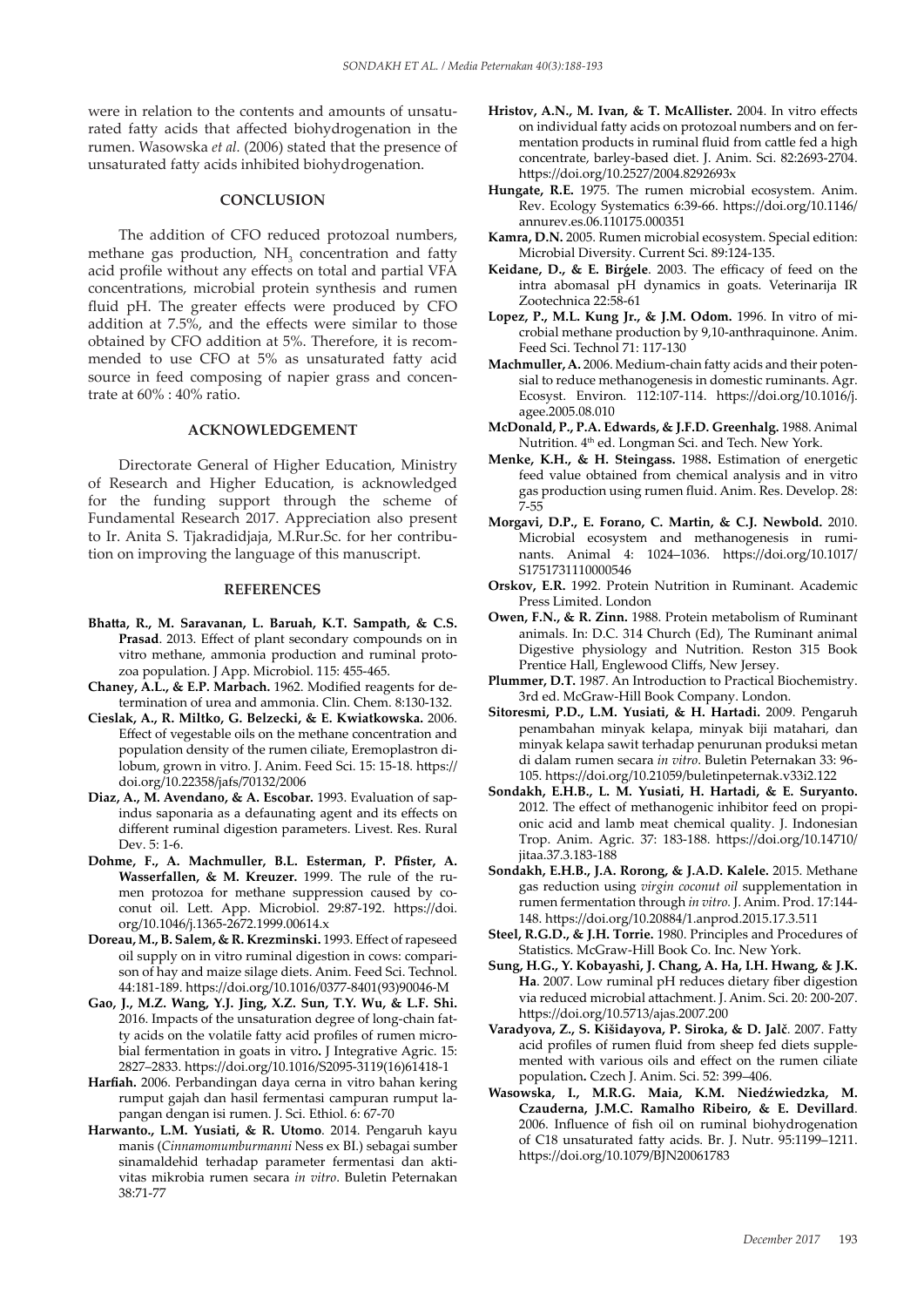were in relation to the contents and amounts of unsaturated fatty acids that affected biohydrogenation in the rumen. Wasowska *et al.* (2006) stated that the presence of unsaturated fatty acids inhibited biohydrogenation.

## CONCLUSION

The addition of CFO reduced protozoal numbers, methane gas production, $NH_3$ concentration and fatty acid profile without any effects on total and partial VFA concentrations, microbial protein synthesis and rumen fluid pH. The greater effects were produced by CFO addition at 7.5%, and the effects were similar to those obtained by CFO addition at 5%. Therefore, it is recommended to use CFO at 5% as unsaturated fatty acid source in feed composing of napier grass and concentrate at 60% : 40% ratio.

## ACKNOWLEDGEMENT

Directorate General of Higher Education, Ministry of Research and Higher Education, is acknowledged for the funding support through the scheme of Fundamental Research 2017. Appreciation also present to Ir. Anita S. Tjakradidjaja, M.Rur.Sc. for her contribution on improving the language of this manuscript.

## REFERENCES

**Bhatta, R., M. Saravanan, L. Baruah, K.T. Sampath, & C.S. Prasad**. 2013. Effect of plant secondary compounds on in vitro methane, ammonia production and ruminal protozoa population. J App. Microbiol. 115: 455-465.

**Chaney, A.L., & E.P. Marbach.** 1962. Modified reagents for determination of urea and ammonia. Clin. Chem. 8:130-132.

**Cieslak, A., R. Miltko, G. Belzecki, & E. Kwiatkowska.** 2006. Effect of vegestable oils on the methane concentration and population density of the rumen ciliate, Eremoplastron dilobum, grown in vitro. J. Anim. Feed Sci. 15: 15-18. https://doi.org/10.22358/jafs/70132/2006

**Diaz, A., M. Avendano, & A. Escobar.** 1993. Evaluation of sapindus saponaria as a defaunating agent and its effects on different ruminal digestion parameters. Livest. Res. Rural Dev. 5: 1-6.

**Dohme, F., A. Machmuller, B.L. Esterman, P. Pfister, A. Wasserfallen, & M. Kreuzer.** 1999. The rule of the rumen protozoa for methane suppression caused by coconut oil. Lett. App. Microbiol. 29:87-192. https://doi.org/10.1046/j.1365-2672.1999.00614.x

**Doreau, M., B. Salem, & R. Krezminski.** 1993. Effect of rapeseed oil supply on in vitro ruminal digestion in cows: comparison of hay and maize silage diets. Anim. Feed Sci. Technol. 44:181-189. https://doi.org/10.1016/0377-8401(93)90046-M

**Gao, J., M.Z. Wang, Y.J. Jing, X.Z. Sun, T.Y. Wu, & L.F. Shi.** 2016. Impacts of the unsaturation degree of long-chain fatty acids on the volatile fatty acid profiles of rumen microbial fermentation in goats in vitro**.** J Integrative Agric. 15: 2827–2833. https://doi.org/10.1016/S2095-3119(16)61418-1

**Harfiah.** 2006. Perbandingan daya cerna in vitro bahan kering rumput gajah dan hasil fermentasi campuran rumput lapangan dengan isi rumen. J. Sci. Ethiol. 6: 67-70

**Harwanto., L.M. Yusiati, & R. Utomo**. 2014. Pengaruh kayu manis (*Cinnamomumburmanni* Ness ex BI.) sebagai sumber sinamaldehid terhadap parameter fermentasi dan aktivitas mikrobia rumen secara *in vitro*. Buletin Peternakan 38:71-77

**Hristov, A.N., M. Ivan, & T. McAllister.** 2004. In vitro effects on individual fatty acids on protozoal numbers and on fermentation products in ruminal fluid from cattle fed a high concentrate, barley-based diet. J. Anim. Sci. 82:2693-2704. https://doi.org/10.2527/2004.8292693x

**Hungate, R.E.** 1975. The rumen microbial ecosystem. Anim. Rev. Ecology Systematics 6:39-66. https://doi.org/10.1146/annurev.es.06.110175.000351

**Kamra, D.N.** 2005. Rumen microbial ecosystem. Special edition: Microbial Diversity. Current Sci. 89:124-135.

**Keidane, D., & E. Birģele**. 2003. The efficacy of feed on the intra abomasal pH dynamics in goats. Veterinarija IR Zootechnica 22:58-61

**Lopez, P., M.L. Kung Jr., & J.M. Odom.** 1996. In vitro of microbial methane production by 9,10-anthraquinone. Anim. Feed Sci. Technol 71: 117-130

**Machmuller, A.** 2006. Medium-chain fatty acids and their potensial to reduce methanogenesis in domestic ruminants. Agr. Ecosyst. Environ. 112:107-114. https://doi.org/10.1016/j.agee.2005.08.010

**McDonald, P., P.A. Edwards, & J.F.D. Greenhalg.** 1988. Animal Nutrition. 4th ed. Longman Sci. and Tech. New York.

**Menke, K.H., & H. Steingass.** 1988**.** Estimation of energetic feed value obtained from chemical analysis and in vitro gas production using rumen fluid. Anim. Res. Develop. 28: 7-55

**Morgavi, D.P., E. Forano, C. Martin, & C.J. Newbold.** 2010. Microbial ecosystem and methanogenesis in ruminants. Animal 4: 1024–1036. https://doi.org/10.1017/S1751731110000546

**Orskov, E.R.** 1992. Protein Nutrition in Ruminant. Academic Press Limited. London

**Owen, F.N., & R. Zinn.** 1988. Protein metabolism of Ruminant animals. In: D.C. 314 Church (Ed), The Ruminant animal Digestive physiology and Nutrition. Reston 315 Book Prentice Hall, Englewood Cliffs, New Jersey.

**Plummer, D.T.** 1987. An Introduction to Practical Biochemistry. 3rd ed. McGraw-Hill Book Company. London.

**Sitoresmi, P.D., L.M. Yusiati, & H. Hartadi.** 2009. Pengaruh penambahan minyak kelapa, minyak biji matahari, dan minyak kelapa sawit terhadap penurunan produksi metan di dalam rumen secara *in vitro*. Buletin Peternakan 33: 96-105. https://doi.org/10.21059/buletinpeternak.v33i2.122

**Sondakh, E.H.B., L. M. Yusiati, H. Hartadi, & E. Suryanto.** 2012. The effect of methanogenic inhibitor feed on propionic acid and lamb meat chemical quality. J. Indonesian Trop. Anim. Agric. 37: 183-188. https://doi.org/10.14710/jitaa.37.3.183-188

**Sondakh, E.H.B., J.A. Rorong, & J.A.D. Kalele.** 2015. Methane gas reduction using *virgin coconut oil* supplementation in rumen fermentation through *in vitro.* J. Anim. Prod. 17:144-148. https://doi.org/10.20884/1.anprod.2015.17.3.511

**Steel, R.G.D., & J.H. Torrie.** 1980. Principles and Procedures of Statistics. McGraw-Hill Book Co. Inc. New York.

**Sung, H.G., Y. Kobayashi, J. Chang, A. Ha, I.H. Hwang, & J.K. Ha**. 2007. Low ruminal pH reduces dietary fiber digestion via reduced microbial attachment. J. Anim. Sci. 20: 200-207. https://doi.org/10.5713/ajas.2007.200

**Varadyova, Z., S. Kišidayova, P. Siroka, & D. Jalč**. 2007. Fatty acid profiles of rumen fluid from sheep fed diets supplemented with various oils and effect on the rumen ciliate population**.** Czech J. Anim. Sci. 52: 399–406.

**Wasowska, I., M.R.G. Maia, K.M. Niedźwiedzka, M. Czauderna, J.M.C. Ramalho Ribeiro, & E. Devillard**. 2006. Influence of fish oil on ruminal biohydrogenation of C18 unsaturated fatty acids. Br. J. Nutr. 95:1199–1211. https://doi.org/10.1079/BJN20061783